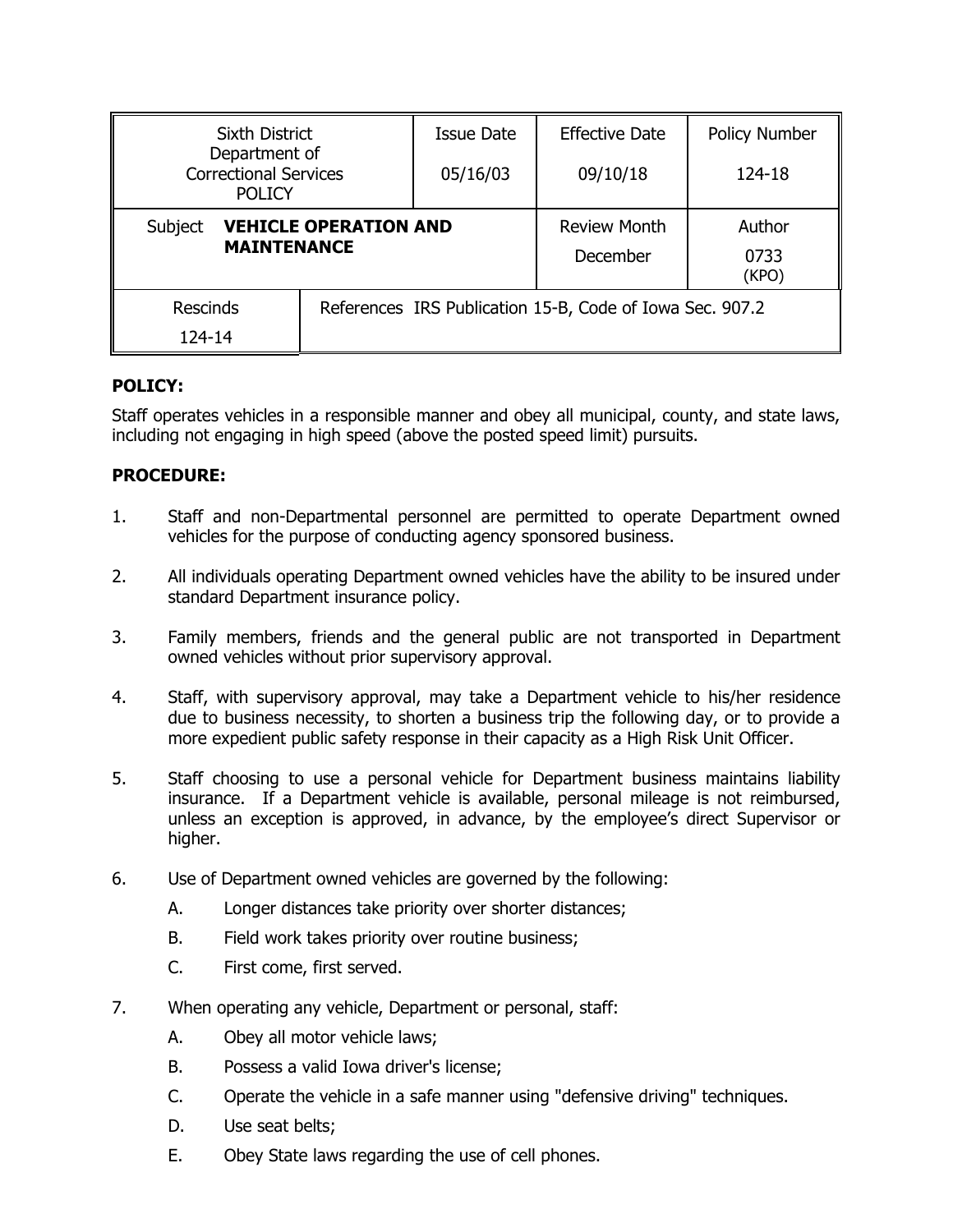| Sixth District Department of Correctional Services POLICY | | Issue Date<br>05/16/03 | Effective Date<br>09/10/18 | Policy Number<br>124-18 |
|---|---|---|---|---|
| Subject **VEHICLE OPERATION AND MAINTENANCE** | | | Review Month<br>December | Author<br>0733<br>(KPO) |
| Rescinds<br>124-14 | References IRS Publication 15-B, Code of Iowa Sec. 907.2 | | | |

**POLICY:**

Staff operates vehicles in a responsible manner and obey all municipal, county, and state laws, including not engaging in high speed (above the posted speed limit) pursuits.

**PROCEDURE:**

1. Staff and non-Departmental personnel are permitted to operate Department owned vehicles for the purpose of conducting agency sponsored business.

2. All individuals operating Department owned vehicles have the ability to be insured under standard Department insurance policy.

3. Family members, friends and the general public are not transported in Department owned vehicles without prior supervisory approval.

4. Staff, with supervisory approval, may take a Department vehicle to his/her residence due to business necessity, to shorten a business trip the following day, or to provide a more expedient public safety response in their capacity as a High Risk Unit Officer.

5. Staff choosing to use a personal vehicle for Department business maintains liability insurance. If a Department vehicle is available, personal mileage is not reimbursed, unless an exception is approved, in advance, by the employee's direct Supervisor or higher.

6. Use of Department owned vehicles are governed by the following:
   - A. Longer distances take priority over shorter distances;
   - B. Field work takes priority over routine business;
   - C. First come, first served.

7. When operating any vehicle, Department or personal, staff:
   - A. Obey all motor vehicle laws;
   - B. Possess a valid Iowa driver's license;
   - C. Operate the vehicle in a safe manner using "defensive driving" techniques.
   - D. Use seat belts;
   - E. Obey State laws regarding the use of cell phones.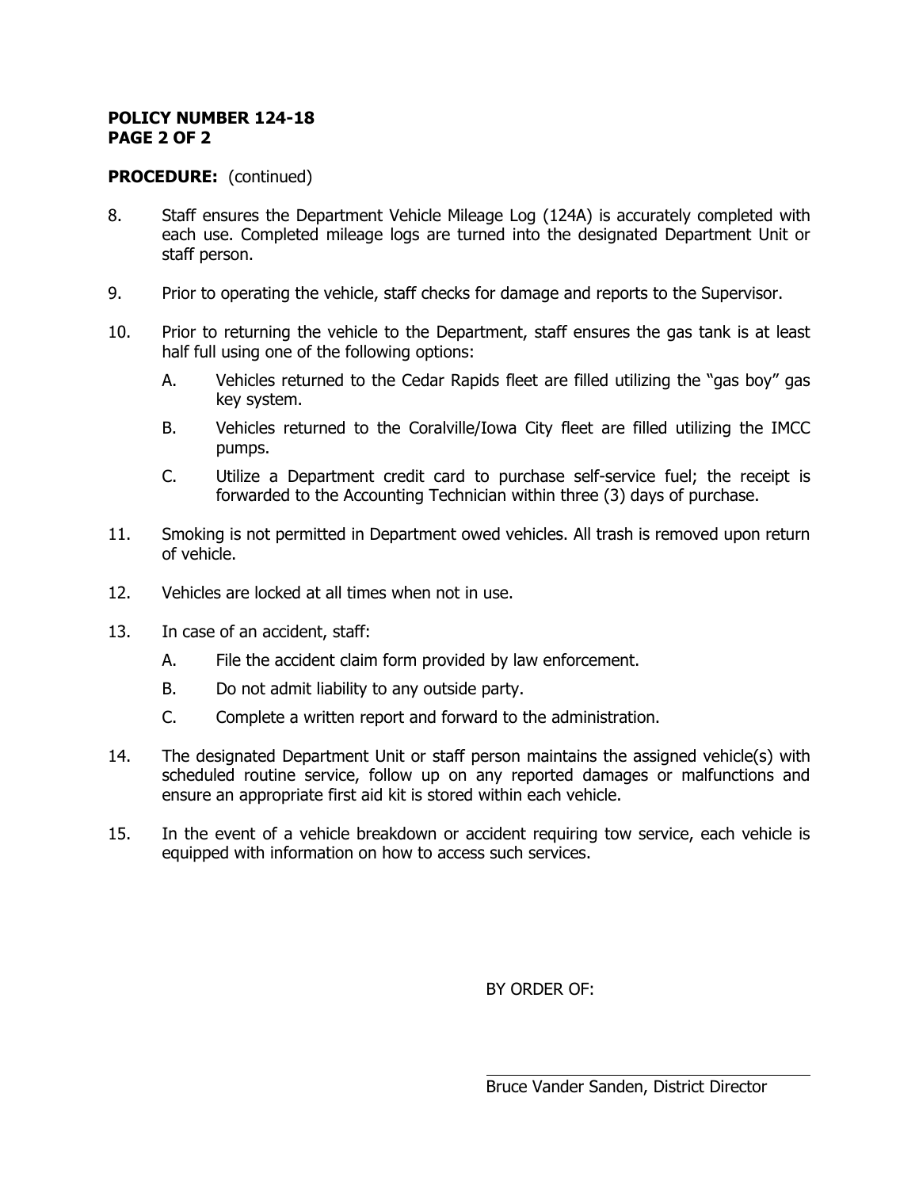**POLICY NUMBER 124-18**

**PROCEDURE:** (continued)

8. Staff ensures the Department Vehicle Mileage Log (124A) is accurately completed with each use. Completed mileage logs are turned into the designated Department Unit or staff person.

9. Prior to operating the vehicle, staff checks for damage and reports to the Supervisor.

10. Prior to returning the vehicle to the Department, staff ensures the gas tank is at least half full using one of the following options:
    - A. Vehicles returned to the Cedar Rapids fleet are filled utilizing the "gas boy" gas key system.
    - B. Vehicles returned to the Coralville/Iowa City fleet are filled utilizing the IMCC pumps.
    - C. Utilize a Department credit card to purchase self-service fuel; the receipt is forwarded to the Accounting Technician within three (3) days of purchase.

11. Smoking is not permitted in Department owed vehicles. All trash is removed upon return of vehicle.

12. Vehicles are locked at all times when not in use.

13. In case of an accident, staff:
    - A. File the accident claim form provided by law enforcement.
    - B. Do not admit liability to any outside party.
    - C. Complete a written report and forward to the administration.

14. The designated Department Unit or staff person maintains the assigned vehicle(s) with scheduled routine service, follow up on any reported damages or malfunctions and ensure an appropriate first aid kit is stored within each vehicle.

15. In the event of a vehicle breakdown or accident requiring tow service, each vehicle is equipped with information on how to access such services.

BY ORDER OF:

Bruce Vander Sanden, District Director